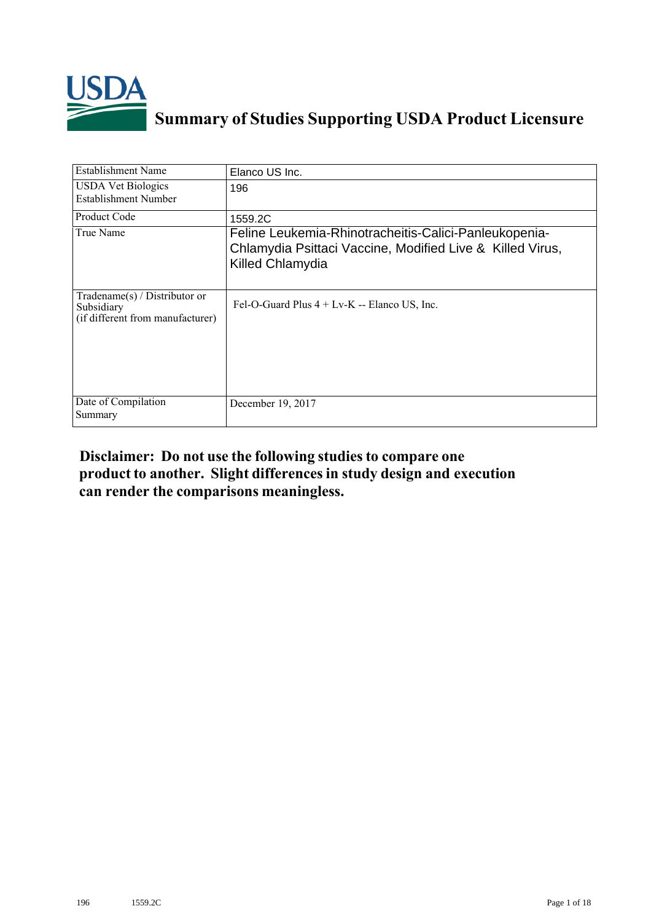# Summary of Studies Supporting USDA Product Licensure

| Establishment Name | Elanco US Inc. |
|---|---|
| USDA Vet Biologics Establishment Number | 196 |
| Product Code | 1559.2C |
| True Name | Feline Leukemia-Rhinotracheitis-Calici-Panleukopenia-Chlamydia Psittaci Vaccine, Modified Live & Killed Virus, Killed Chlamydia |
| Tradename(s) / Distributor or Subsidiary (if different from manufacturer) | Fel-O-Guard Plus 4 + Lv-K -- Elanco US, Inc. |
| Date of Compilation Summary | December 19, 2017 |

**Disclaimer: Do not use the following studies to compare one product to another. Slight differences in study design and execution can render the comparisons meaningless.**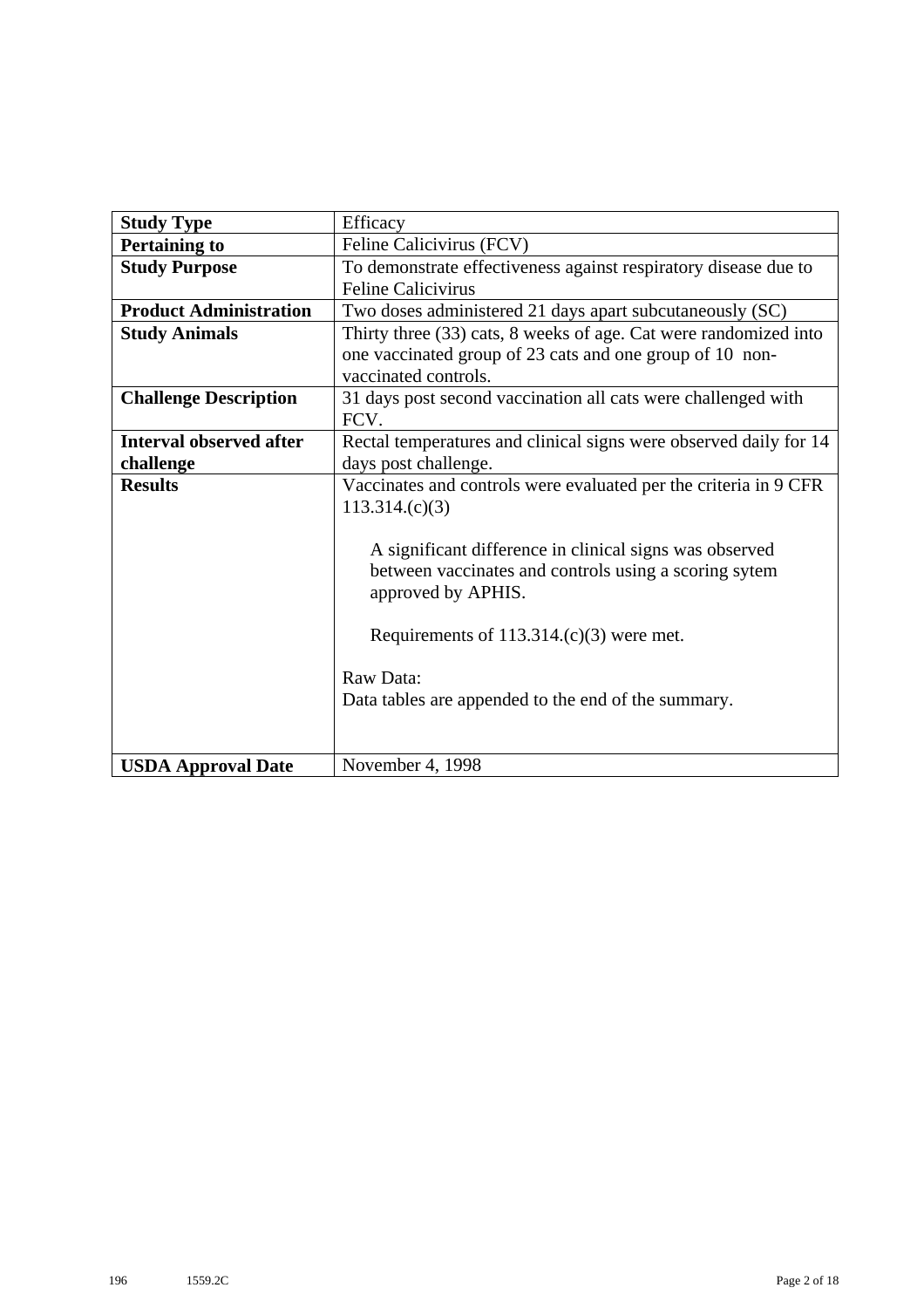| Study Type | Efficacy |
|---|---|
| **Pertaining to** | Feline Calicivirus (FCV) |
| **Study Purpose** | To demonstrate effectiveness against respiratory disease due to Feline Calicivirus |
| **Product Administration** | Two doses administered 21 days apart subcutaneously (SC) |
| **Study Animals** | Thirty three (33) cats, 8 weeks of age. Cat were randomized into one vaccinated group of 23 cats and one group of 10 non-vaccinated controls. |
| **Challenge Description** | 31 days post second vaccination all cats were challenged with FCV. |
| **Interval observed after challenge** | Rectal temperatures and clinical signs were observed daily for 14 days post challenge. |
| **Results** | Vaccinates and controls were evaluated per the criteria in 9 CFR 113.314.(c)(3)<br><br>A significant difference in clinical signs was observed between vaccinates and controls using a scoring sytem approved by APHIS.<br><br>Requirements of 113.314.(c)(3) were met.<br><br>Raw Data:<br>Data tables are appended to the end of the summary. |
| **USDA Approval Date** | November 4, 1998 |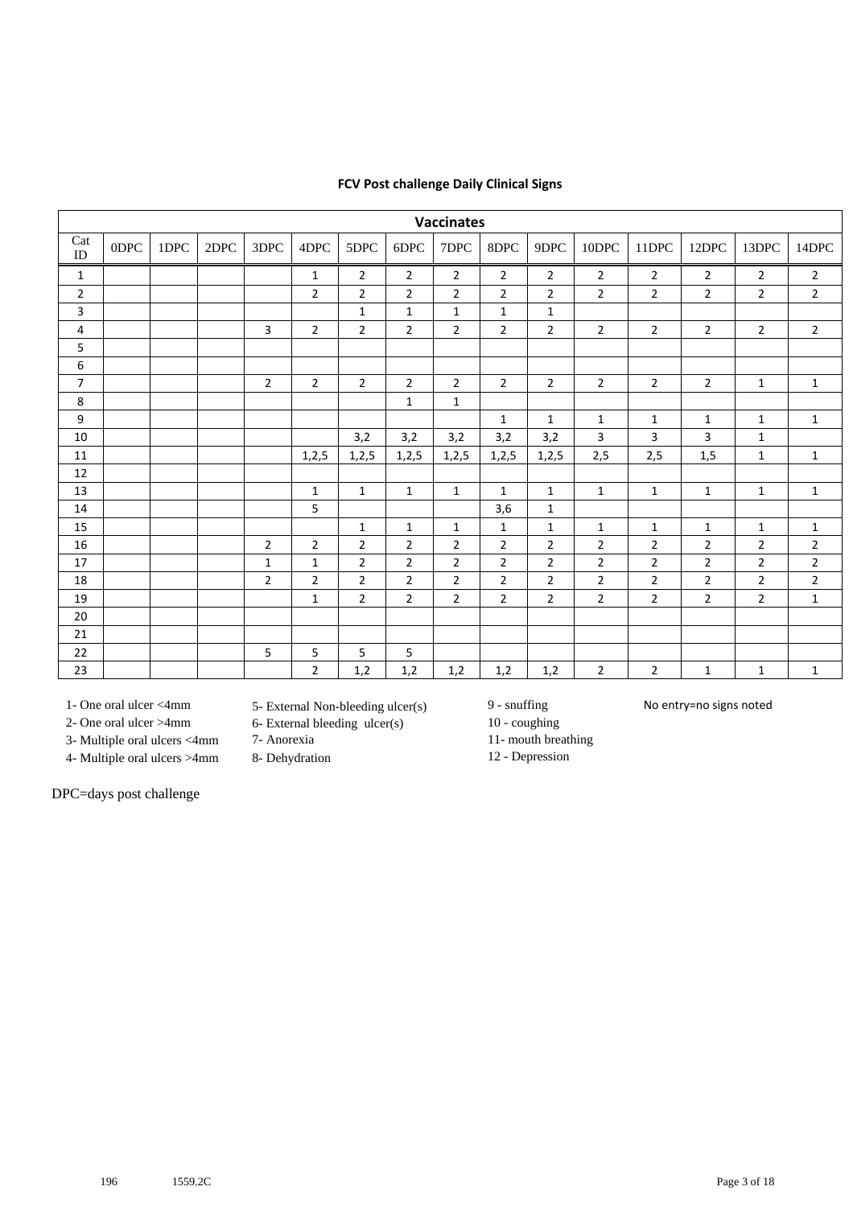**FCV Post challenge Daily Clinical Signs**

| Vaccinates | | | | | | | | | | | | | | | |
|---|---|---|---|---|---|---|---|---|---|---|---|---|---|---|---|
| Cat ID | 0DPC | 1DPC | 2DPC | 3DPC | 4DPC | 5DPC | 6DPC | 7DPC | 8DPC | 9DPC | 10DPC | 11DPC | 12DPC | 13DPC | 14DPC |
| 1 | | | | | 1 | 2 | 2 | 2 | 2 | 2 | 2 | 2 | 2 | 2 | 2 |
| 2 | | | | | 2 | 2 | 2 | 2 | 2 | 2 | 2 | 2 | 2 | 2 | 2 |
| 3 | | | | | | 1 | 1 | 1 | 1 | 1 | | | | | |
| 4 | | | | 3 | 2 | 2 | 2 | 2 | 2 | 2 | 2 | 2 | 2 | 2 | 2 |
| 5 | | | | | | | | | | | | | | | |
| 6 | | | | | | | | | | | | | | | |
| 7 | | | | 2 | 2 | 2 | 2 | 2 | 2 | 2 | 2 | 2 | 2 | 1 | 1 |
| 8 | | | | | | | 1 | 1 | | | | | | | |
| 9 | | | | | | | | | 1 | 1 | 1 | 1 | 1 | 1 | 1 |
| 10 | | | | | | 3,2 | 3,2 | 3,2 | 3,2 | 3,2 | 3 | 3 | 3 | 1 | |
| 11 | | | | | 1,2,5 | 1,2,5 | 1,2,5 | 1,2,5 | 1,2,5 | 1,2,5 | 2,5 | 2,5 | 1,5 | 1 | 1 |
| 12 | | | | | | | | | | | | | | | |
| 13 | | | | | 1 | 1 | 1 | 1 | 1 | 1 | 1 | 1 | 1 | 1 | 1 |
| 14 | | | | | 5 | | | | 3,6 | 1 | | | | | |
| 15 | | | | | | 1 | 1 | 1 | 1 | 1 | 1 | 1 | 1 | 1 | 1 |
| 16 | | | | 2 | 2 | 2 | 2 | 2 | 2 | 2 | 2 | 2 | 2 | 2 | 2 |
| 17 | | | | 1 | 1 | 2 | 2 | 2 | 2 | 2 | 2 | 2 | 2 | 2 | 2 |
| 18 | | | | 2 | 2 | 2 | 2 | 2 | 2 | 2 | 2 | 2 | 2 | 2 | 2 |
| 19 | | | | | 1 | 2 | 2 | 2 | 2 | 2 | 2 | 2 | 2 | 2 | 1 |
| 20 | | | | | | | | | | | | | | | |
| 21 | | | | | | | | | | | | | | | |
| 22 | | | | 5 | 5 | 5 | 5 | | | | | | | | |
| 23 | | | | | 2 | 1,2 | 1,2 | 1,2 | 1,2 | 1,2 | 2 | 2 | 1 | 1 | 1 |

1- One oral ulcer <4mm
2- One oral ulcer >4mm
3- Multiple oral ulcers <4mm
4- Multiple oral ulcers >4mm

5- External Non-bleeding ulcer(s)
6- External bleeding ulcer(s)
7- Anorexia
8- Dehydration

9 - snuffing
10 - coughing
11- mouth breathing
12 - Depression

No entry=no signs noted

DPC=days post challenge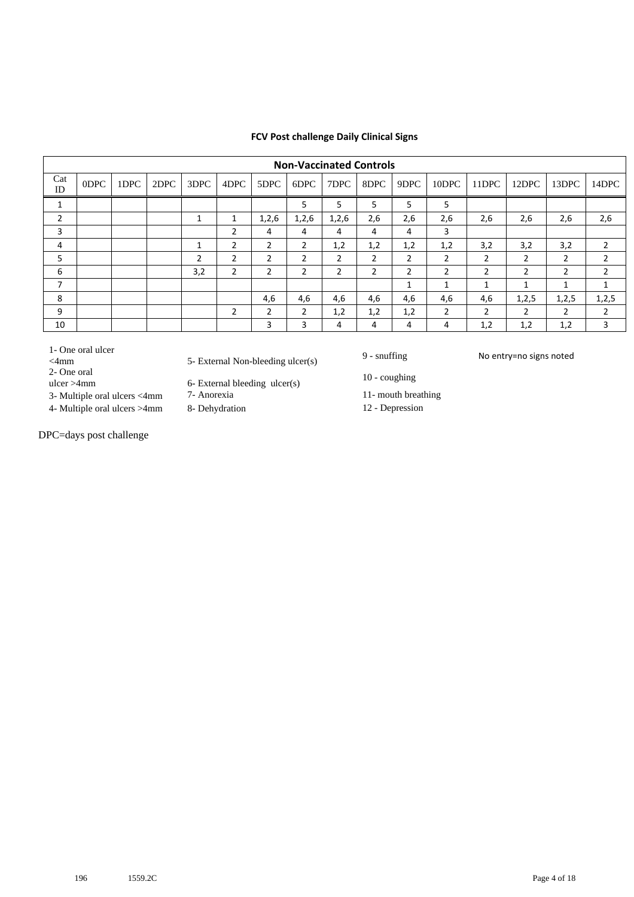**FCV Post challenge Daily Clinical Signs**

| Non-Vaccinated Controls | | | | | | | | | | | | | | | |
|---|---|---|---|---|---|---|---|---|---|---|---|---|---|---|---|
| Cat ID | 0DPC | 1DPC | 2DPC | 3DPC | 4DPC | 5DPC | 6DPC | 7DPC | 8DPC | 9DPC | 10DPC | 11DPC | 12DPC | 13DPC | 14DPC |
| 1 | | | | | | | 5 | 5 | 5 | 5 | 5 | | | | |
| 2 | | | | 1 | 1 | 1,2,6 | 1,2,6 | 1,2,6 | 2,6 | 2,6 | 2,6 | 2,6 | 2,6 | 2,6 | 2,6 |
| 3 | | | | | 2 | 4 | 4 | 4 | 4 | 4 | 3 | | | | |
| 4 | | | | 1 | 2 | 2 | 2 | 1,2 | 1,2 | 1,2 | 1,2 | 3,2 | 3,2 | 3,2 | 2 |
| 5 | | | | 2 | 2 | 2 | 2 | 2 | 2 | 2 | 2 | 2 | 2 | 2 | 2 |
| 6 | | | | 3,2 | 2 | 2 | 2 | 2 | 2 | 2 | 2 | 2 | 2 | 2 | 2 |
| 7 | | | | | | | | | | 1 | 1 | 1 | 1 | 1 | 1 |
| 8 | | | | | | 4,6 | 4,6 | 4,6 | 4,6 | 4,6 | 4,6 | 4,6 | 1,2,5 | 1,2,5 | 1,2,5 |
| 9 | | | | | 2 | 2 | 2 | 1,2 | 1,2 | 1,2 | 2 | 2 | 2 | 2 | 2 |
| 10 | | | | | | 3 | 3 | 4 | 4 | 4 | 4 | 1,2 | 1,2 | 1,2 | 3 |

1- One oral ulcer <4mm
2- One oral ulcer >4mm
3- Multiple oral ulcers <4mm
4- Multiple oral ulcers >4mm
5- External Non-bleeding ulcer(s)
6- External bleeding ulcer(s)
7- Anorexia
8- Dehydration
9 - snuffing
10 - coughing
11- mouth breathing
12 - Depression
No entry=no signs noted

DPC=days post challenge

196 1559.2C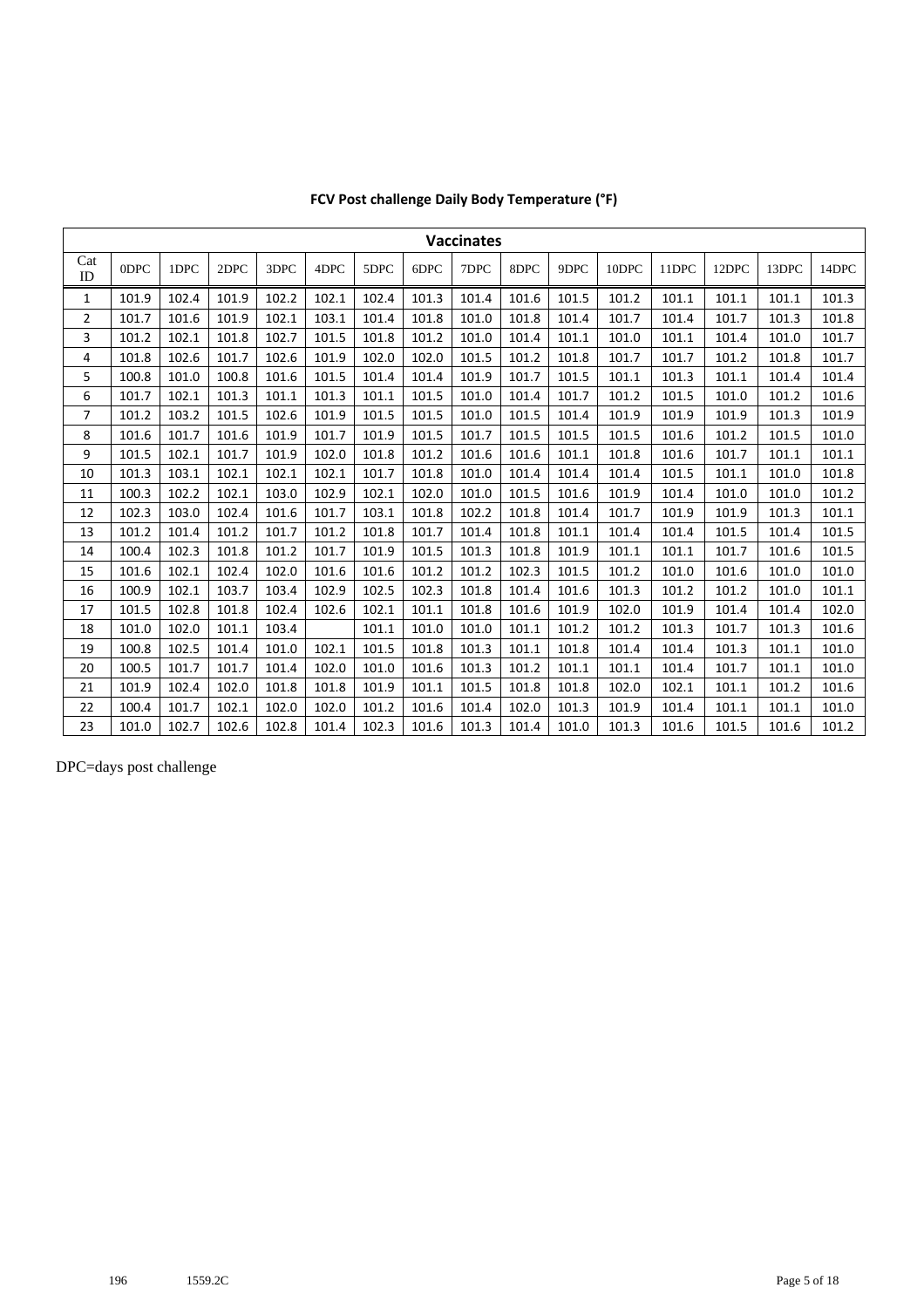**FCV Post challenge Daily Body Temperature (°F)**

| Vaccinates | | | | | | | | | | | | | | | |
|---|---|---|---|---|---|---|---|---|---|---|---|---|---|---|---|
| Cat ID | 0DPC | 1DPC | 2DPC | 3DPC | 4DPC | 5DPC | 6DPC | 7DPC | 8DPC | 9DPC | 10DPC | 11DPC | 12DPC | 13DPC | 14DPC |
| 1 | 101.9 | 102.4 | 101.9 | 102.2 | 102.1 | 102.4 | 101.3 | 101.4 | 101.6 | 101.5 | 101.2 | 101.1 | 101.1 | 101.1 | 101.3 |
| 2 | 101.7 | 101.6 | 101.9 | 102.1 | 103.1 | 101.4 | 101.8 | 101.0 | 101.8 | 101.4 | 101.7 | 101.4 | 101.7 | 101.3 | 101.8 |
| 3 | 101.2 | 102.1 | 101.8 | 102.7 | 101.5 | 101.8 | 101.2 | 101.0 | 101.4 | 101.1 | 101.0 | 101.1 | 101.4 | 101.0 | 101.7 |
| 4 | 101.8 | 102.6 | 101.7 | 102.6 | 101.9 | 102.0 | 102.0 | 101.5 | 101.2 | 101.8 | 101.7 | 101.7 | 101.2 | 101.8 | 101.7 |
| 5 | 100.8 | 101.0 | 100.8 | 101.6 | 101.5 | 101.4 | 101.4 | 101.9 | 101.7 | 101.5 | 101.1 | 101.3 | 101.1 | 101.4 | 101.4 |
| 6 | 101.7 | 102.1 | 101.3 | 101.1 | 101.3 | 101.1 | 101.5 | 101.0 | 101.4 | 101.7 | 101.2 | 101.5 | 101.0 | 101.2 | 101.6 |
| 7 | 101.2 | 103.2 | 101.5 | 102.6 | 101.9 | 101.5 | 101.5 | 101.0 | 101.5 | 101.4 | 101.9 | 101.9 | 101.9 | 101.3 | 101.9 |
| 8 | 101.6 | 101.7 | 101.6 | 101.9 | 101.7 | 101.9 | 101.5 | 101.7 | 101.5 | 101.5 | 101.5 | 101.6 | 101.2 | 101.5 | 101.0 |
| 9 | 101.5 | 102.1 | 101.7 | 101.9 | 102.0 | 101.8 | 101.2 | 101.6 | 101.6 | 101.1 | 101.8 | 101.6 | 101.7 | 101.1 | 101.1 |
| 10 | 101.3 | 103.1 | 102.1 | 102.1 | 102.1 | 101.7 | 101.8 | 101.0 | 101.4 | 101.4 | 101.4 | 101.5 | 101.1 | 101.0 | 101.8 |
| 11 | 100.3 | 102.2 | 102.1 | 103.0 | 102.9 | 102.1 | 102.0 | 101.0 | 101.5 | 101.6 | 101.9 | 101.4 | 101.0 | 101.0 | 101.2 |
| 12 | 102.3 | 103.0 | 102.4 | 101.6 | 101.7 | 103.1 | 101.8 | 102.2 | 101.8 | 101.4 | 101.7 | 101.9 | 101.9 | 101.3 | 101.1 |
| 13 | 101.2 | 101.4 | 101.2 | 101.7 | 101.2 | 101.8 | 101.7 | 101.4 | 101.8 | 101.1 | 101.4 | 101.4 | 101.5 | 101.4 | 101.5 |
| 14 | 100.4 | 102.3 | 101.8 | 101.2 | 101.7 | 101.9 | 101.5 | 101.3 | 101.8 | 101.9 | 101.1 | 101.1 | 101.7 | 101.6 | 101.5 |
| 15 | 101.6 | 102.1 | 102.4 | 102.0 | 101.6 | 101.6 | 101.2 | 101.2 | 102.3 | 101.5 | 101.2 | 101.0 | 101.6 | 101.0 | 101.0 |
| 16 | 100.9 | 102.1 | 103.7 | 103.4 | 102.9 | 102.5 | 102.3 | 101.8 | 101.4 | 101.6 | 101.3 | 101.2 | 101.2 | 101.0 | 101.1 |
| 17 | 101.5 | 102.8 | 101.8 | 102.4 | 102.6 | 102.1 | 101.1 | 101.8 | 101.6 | 101.9 | 102.0 | 101.9 | 101.4 | 101.4 | 102.0 |
| 18 | 101.0 | 102.0 | 101.1 | 103.4 | | 101.1 | 101.0 | 101.0 | 101.1 | 101.2 | 101.2 | 101.3 | 101.7 | 101.3 | 101.6 |
| 19 | 100.8 | 102.5 | 101.4 | 101.0 | 102.1 | 101.5 | 101.8 | 101.3 | 101.1 | 101.8 | 101.4 | 101.4 | 101.3 | 101.1 | 101.0 |
| 20 | 100.5 | 101.7 | 101.7 | 101.4 | 102.0 | 101.0 | 101.6 | 101.3 | 101.2 | 101.1 | 101.1 | 101.4 | 101.7 | 101.1 | 101.0 |
| 21 | 101.9 | 102.4 | 102.0 | 101.8 | 101.8 | 101.9 | 101.1 | 101.5 | 101.8 | 101.8 | 102.0 | 102.1 | 101.1 | 101.2 | 101.6 |
| 22 | 100.4 | 101.7 | 102.1 | 102.0 | 102.0 | 101.2 | 101.6 | 101.4 | 102.0 | 101.3 | 101.9 | 101.4 | 101.1 | 101.1 | 101.0 |
| 23 | 101.0 | 102.7 | 102.6 | 102.8 | 101.4 | 102.3 | 101.6 | 101.3 | 101.4 | 101.0 | 101.3 | 101.6 | 101.5 | 101.6 | 101.2 |

DPC=days post challenge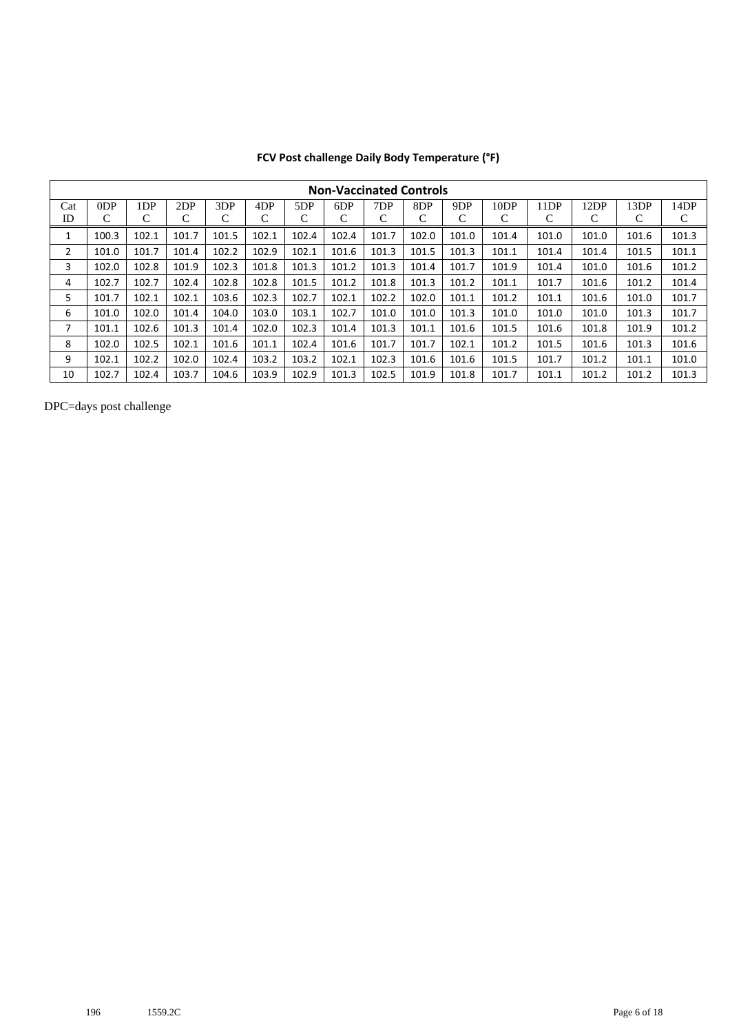**FCV Post challenge Daily Body Temperature (°F)**

| Non-Vaccinated Controls | | | | | | | | | | | | | | | |
|---|---|---|---|---|---|---|---|---|---|---|---|---|---|---|---|
| Cat ID | 0DP C | 1DP C | 2DP C | 3DP C | 4DP C | 5DP C | 6DP C | 7DP C | 8DP C | 9DP C | 10DP C | 11DP C | 12DP C | 13DP C | 14DP C |
| 1 | 100.3 | 102.1 | 101.7 | 101.5 | 102.1 | 102.4 | 102.4 | 101.7 | 102.0 | 101.0 | 101.4 | 101.0 | 101.0 | 101.6 | 101.3 |
| 2 | 101.0 | 101.7 | 101.4 | 102.2 | 102.9 | 102.1 | 101.6 | 101.3 | 101.5 | 101.3 | 101.1 | 101.4 | 101.4 | 101.5 | 101.1 |
| 3 | 102.0 | 102.8 | 101.9 | 102.3 | 101.8 | 101.3 | 101.2 | 101.3 | 101.4 | 101.7 | 101.9 | 101.4 | 101.0 | 101.6 | 101.2 |
| 4 | 102.7 | 102.7 | 102.4 | 102.8 | 102.8 | 101.5 | 101.2 | 101.8 | 101.3 | 101.2 | 101.1 | 101.7 | 101.6 | 101.2 | 101.4 |
| 5 | 101.7 | 102.1 | 102.1 | 103.6 | 102.3 | 102.7 | 102.1 | 102.2 | 102.0 | 101.1 | 101.2 | 101.1 | 101.6 | 101.0 | 101.7 |
| 6 | 101.0 | 102.0 | 101.4 | 104.0 | 103.0 | 103.1 | 102.7 | 101.0 | 101.0 | 101.3 | 101.0 | 101.0 | 101.0 | 101.3 | 101.7 |
| 7 | 101.1 | 102.6 | 101.3 | 101.4 | 102.0 | 102.3 | 101.4 | 101.3 | 101.1 | 101.6 | 101.5 | 101.6 | 101.8 | 101.9 | 101.2 |
| 8 | 102.0 | 102.5 | 102.1 | 101.6 | 101.1 | 102.4 | 101.6 | 101.7 | 101.7 | 102.1 | 101.2 | 101.5 | 101.6 | 101.3 | 101.6 |
| 9 | 102.1 | 102.2 | 102.0 | 102.4 | 103.2 | 103.2 | 102.1 | 102.3 | 101.6 | 101.6 | 101.5 | 101.7 | 101.2 | 101.1 | 101.0 |
| 10 | 102.7 | 102.4 | 103.7 | 104.6 | 103.9 | 102.9 | 101.3 | 102.5 | 101.9 | 101.8 | 101.7 | 101.1 | 101.2 | 101.2 | 101.3 |

DPC=days post challenge

196 1559.2C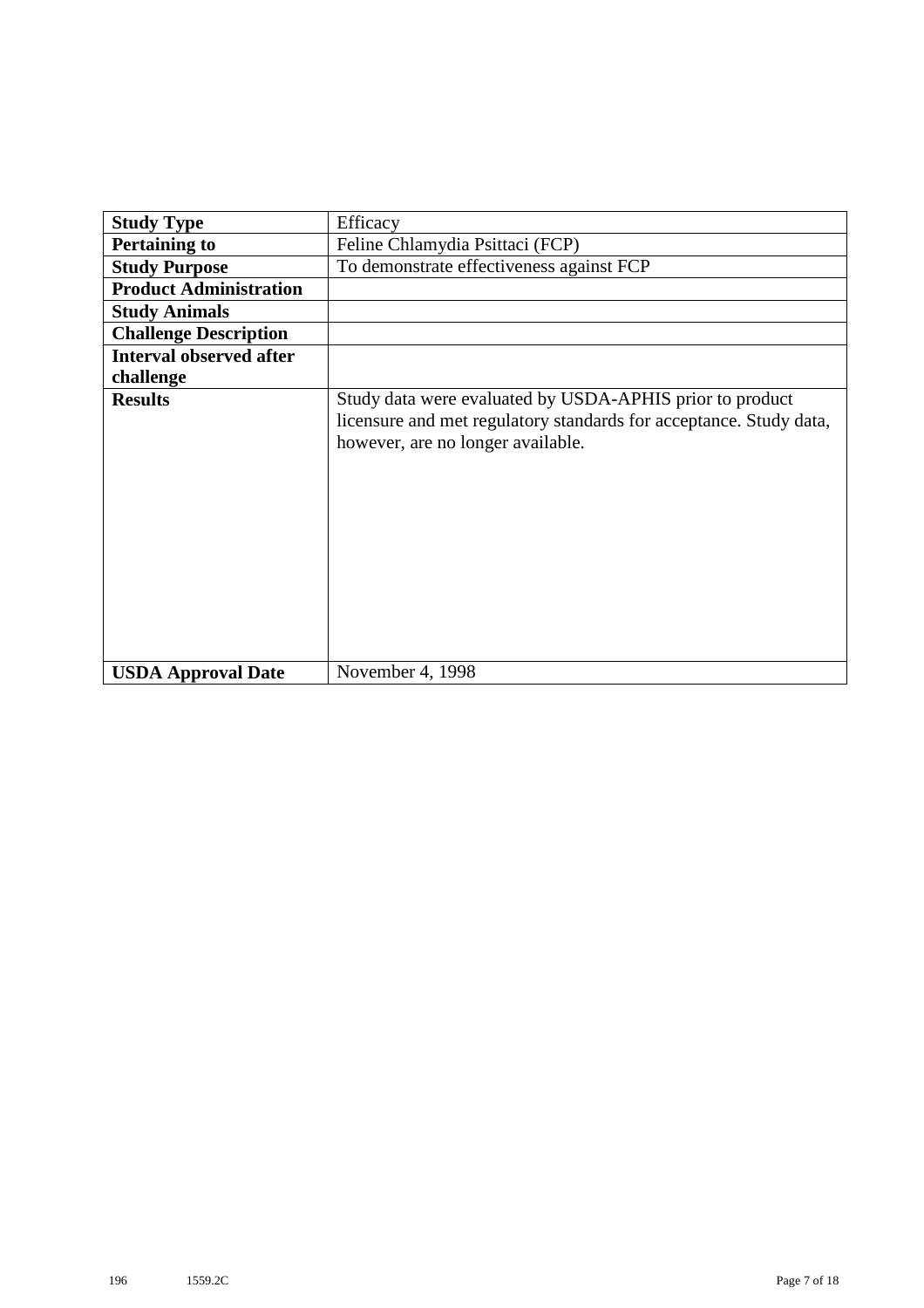| **Study Type** | Efficacy |
|---|---|
| **Pertaining to** | Feline Chlamydia Psittaci (FCP) |
| **Study Purpose** | To demonstrate effectiveness against FCP |
| **Product Administration** | |
| **Study Animals** | |
| **Challenge Description** | |
| **Interval observed after challenge** | |
| **Results** | Study data were evaluated by USDA-APHIS prior to product licensure and met regulatory standards for acceptance. Study data, however, are no longer available. |
| **USDA Approval Date** | November 4, 1998 |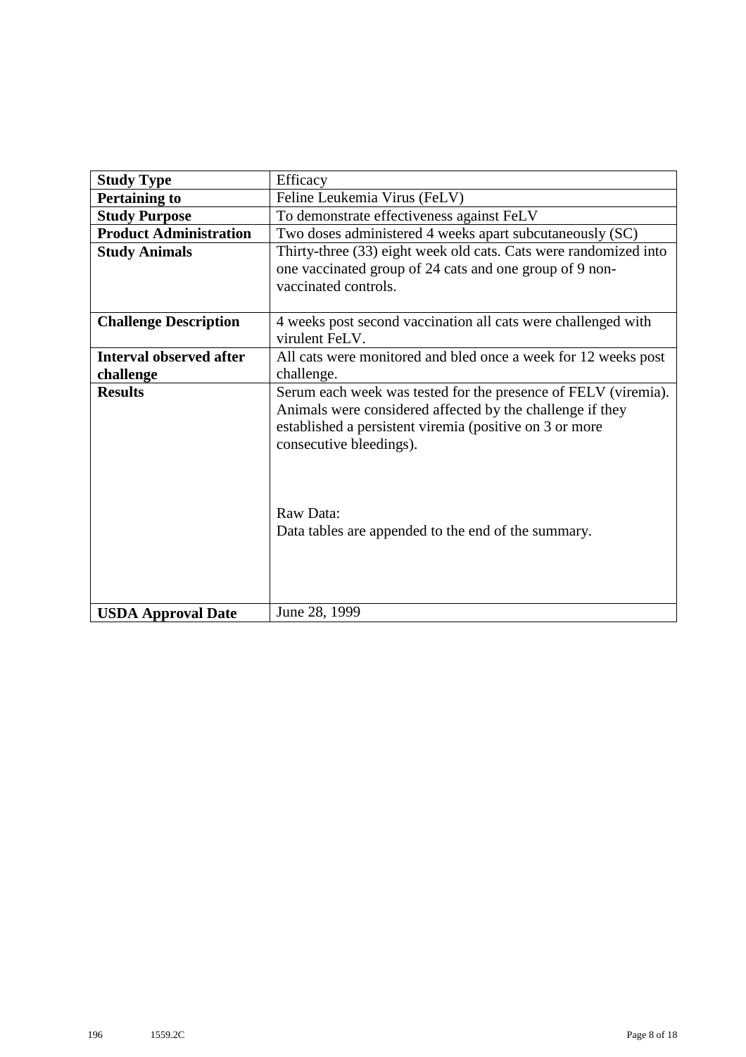| Study Type | Efficacy |
|---|---|
| **Pertaining to** | Feline Leukemia Virus (FeLV) |
| **Study Purpose** | To demonstrate effectiveness against FeLV |
| **Product Administration** | Two doses administered 4 weeks apart subcutaneously (SC) |
| **Study Animals** | Thirty-three (33) eight week old cats. Cats were randomized into one vaccinated group of 24 cats and one group of 9 non-vaccinated controls. |
| **Challenge Description** | 4 weeks post second vaccination all cats were challenged with virulent FeLV. |
| **Interval observed after challenge** | All cats were monitored and bled once a week for 12 weeks post challenge. |
| **Results** | Serum each week was tested for the presence of FELV (viremia). Animals were considered affected by the challenge if they established a persistent viremia (positive on 3 or more consecutive bleedings).<br><br>Raw Data:<br>Data tables are appended to the end of the summary. |
| **USDA Approval Date** | June 28, 1999 |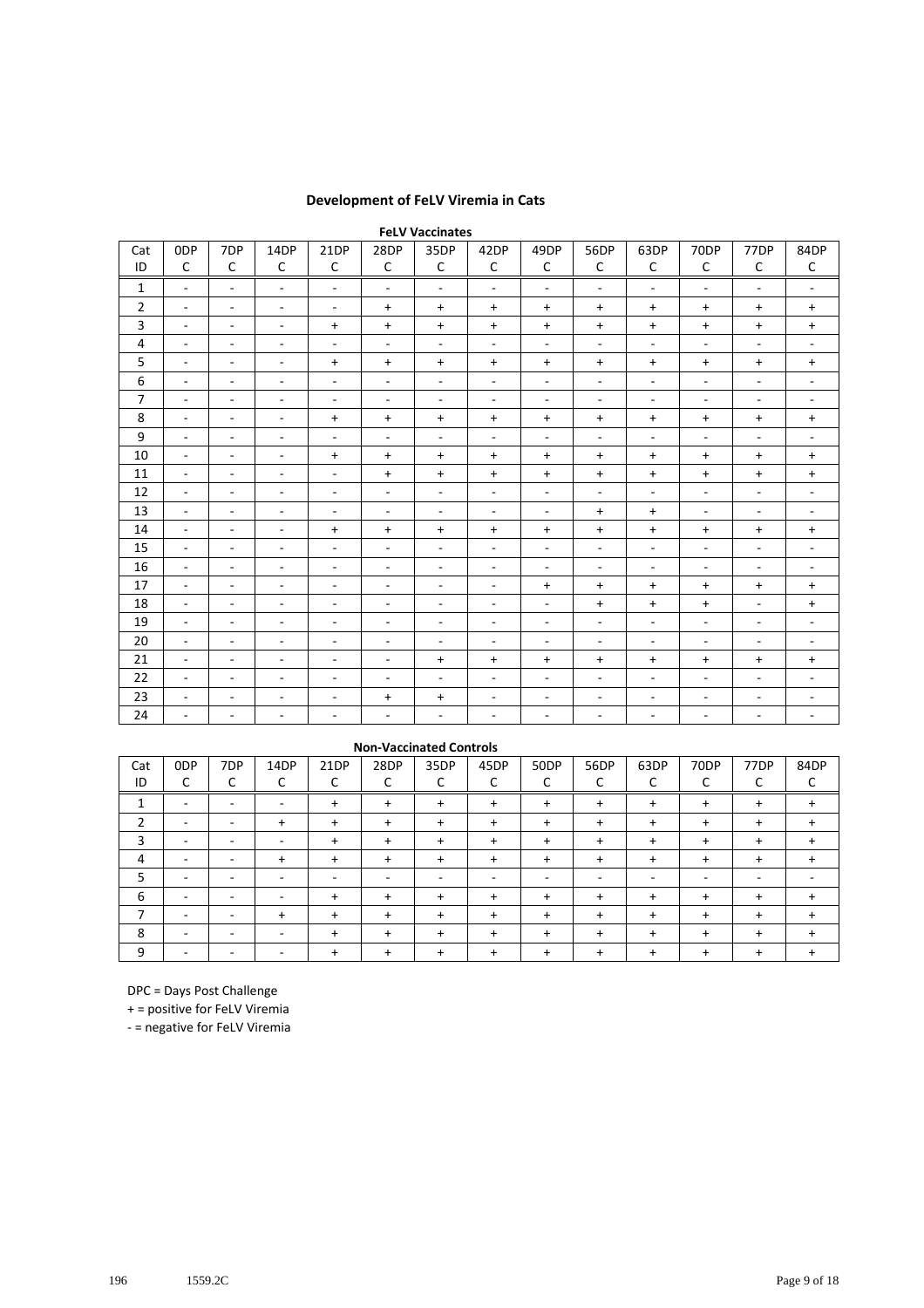## Development of FeLV Viremia in Cats

**FeLV Vaccinates**

| Cat ID | 0DPC | 7DPC | 14DPC | 21DPC | 28DPC | 35DPC | 42DPC | 49DPC | 56DPC | 63DPC | 70DPC | 77DPC | 84DPC |
|---|---|---|---|---|---|---|---|---|---|---|---|---|---|
| 1 | - | - | - | - | - | - | - | - | - | - | - | - | - |
| 2 | - | - | - | - | + | + | + | + | + | + | + | + | + |
| 3 | - | - | - | + | + | + | + | + | + | + | + | + | + |
| 4 | - | - | - | - | - | - | - | - | - | - | - | - | - |
| 5 | - | - | - | + | + | + | + | + | + | + | + | + | + |
| 6 | - | - | - | - | - | - | - | - | - | - | - | - | - |
| 7 | - | - | - | - | - | - | - | - | - | - | - | - | - |
| 8 | - | - | - | + | + | + | + | + | + | + | + | + | + |
| 9 | - | - | - | - | - | - | - | - | - | - | - | - | - |
| 10 | - | - | - | + | + | + | + | + | + | + | + | + | + |
| 11 | - | - | - | - | + | + | + | + | + | + | + | + | + |
| 12 | - | - | - | - | - | - | - | - | - | - | - | - | - |
| 13 | - | - | - | - | - | - | - | - | + | + | - | - | - |
| 14 | - | - | - | + | + | + | + | + | + | + | + | + | + |
| 15 | - | - | - | - | - | - | - | - | - | - | - | - | - |
| 16 | - | - | - | - | - | - | - | - | - | - | - | - | - |
| 17 | - | - | - | - | - | - | - | + | + | + | + | + | + |
| 18 | - | - | - | - | - | - | - | - | + | + | + | - | + |
| 19 | - | - | - | - | - | - | - | - | - | - | - | - | - |
| 20 | - | - | - | - | - | - | - | - | - | - | - | - | - |
| 21 | - | - | - | - | - | + | + | + | + | + | + | + | + |
| 22 | - | - | - | - | - | - | - | - | - | - | - | - | - |
| 23 | - | - | - | - | + | + | - | - | - | - | - | - | - |
| 24 | - | - | - | - | - | - | - | - | - | - | - | - | - |

**Non-Vaccinated Controls**

| Cat ID | 0DPC | 7DPC | 14DPC | 21DPC | 28DPC | 35DPC | 45DPC | 50DPC | 56DPC | 63DPC | 70DPC | 77DPC | 84DPC |
|---|---|---|---|---|---|---|---|---|---|---|---|---|---|
| 1 | - | - | - | + | + | + | + | + | + | + | + | + | + |
| 2 | - | - | + | + | + | + | + | + | + | + | + | + | + |
| 3 | - | - | - | + | + | + | + | + | + | + | + | + | + |
| 4 | - | - | + | + | + | + | + | + | + | + | + | + | + |
| 5 | - | - | - | - | - | - | - | - | - | - | - | - | - |
| 6 | - | - | - | + | + | + | + | + | + | + | + | + | + |
| 7 | - | - | + | + | + | + | + | + | + | + | + | + | + |
| 8 | - | - | - | + | + | + | + | + | + | + | + | + | + |
| 9 | - | - | - | + | + | + | + | + | + | + | + | + | + |

DPC = Days Post Challenge

+ = positive for FeLV Viremia

- = negative for FeLV Viremia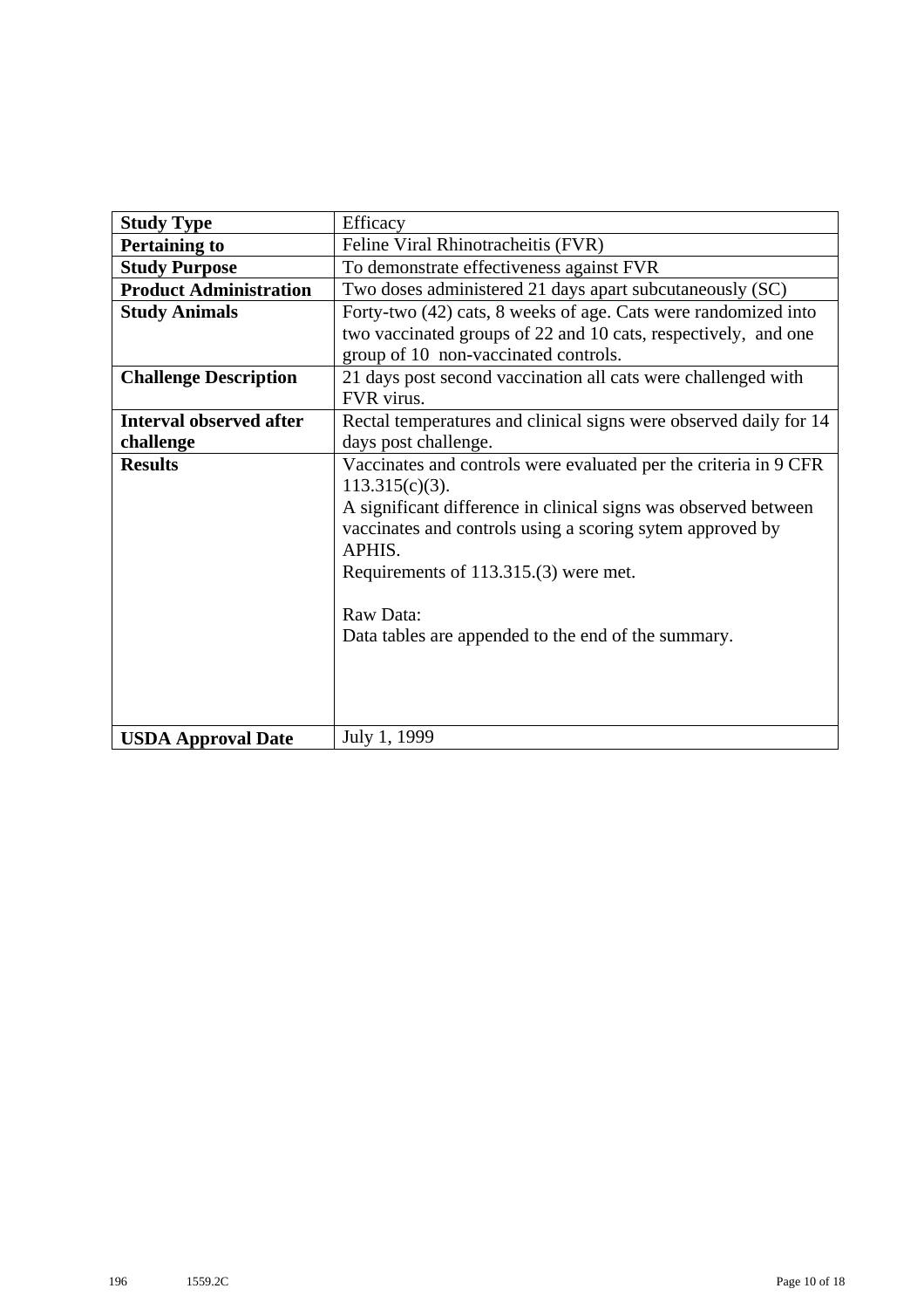| | |
|---|---|
| **Study Type** | Efficacy |
| **Pertaining to** | Feline Viral Rhinotracheitis (FVR) |
| **Study Purpose** | To demonstrate effectiveness against FVR |
| **Product Administration** | Two doses administered 21 days apart subcutaneously (SC) |
| **Study Animals** | Forty-two (42) cats, 8 weeks of age. Cats were randomized into two vaccinated groups of 22 and 10 cats, respectively, and one group of 10 non-vaccinated controls. |
| **Challenge Description** | 21 days post second vaccination all cats were challenged with FVR virus. |
| **Interval observed after challenge** | Rectal temperatures and clinical signs were observed daily for 14 days post challenge. |
| **Results** | Vaccinates and controls were evaluated per the criteria in 9 CFR 113.315(c)(3).<br>A significant difference in clinical signs was observed between vaccinates and controls using a scoring sytem approved by APHIS.<br>Requirements of 113.315.(3) were met.<br><br>Raw Data:<br>Data tables are appended to the end of the summary. |
| **USDA Approval Date** | July 1, 1999 |

196 1559.2C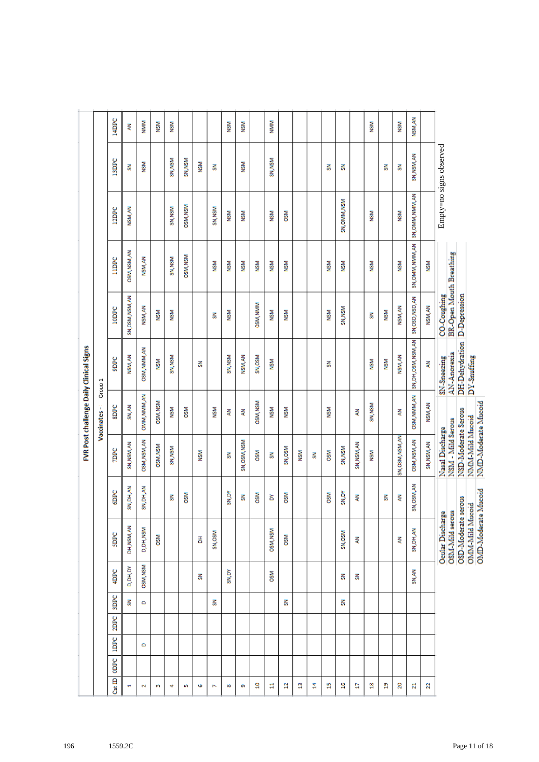# FVR Post challenge Daily Clinical Signs

**Vaccinates - Group 1**

| Cat ID | 0DPC | 1DPC | 2DPC | 3DPC | 4DPC | 5DPC | 6DPC | 7DPC | 8DPC | 9DPC | 10DPC | 11DPC | 12DPC | 13DPC | 14DPC |
|---|---|---|---|---|---|---|---|---|---|---|---|---|---|---|---|
| 1 | | | | SN | D,DH,DY | DH,NSM,AN | SN,DH,AN | SN,NSM,AN | SN,AN | NSM,AN | SN,OSM,NSM,AN | OSM,NSM,AN | NSM,AN | SN | AN |
| 2 | | D | | D | OSM,NSM | D,DH,NSM | SN,DH,AN | OSM,NSM,AN | OMM,NMM,AN | OSM,NMM,AN | NSM,AN | NSM,AN | | NSM | NMM |
| 3 | | | | | | OSM | | OSM,NSM | OSM,NSM | NSM | NSM | | | | NSM |
| 4 | | | | | | | SN | SN,NSM | NSM | SN,NSM | NSM | SN,NSM | SN,NSM | SN,NSM | NSM |
| 5 | | | | | | | OSM | | OSM | | | OSM,NSM | OSM,NSM | SN,NSM | |
| 6 | | | | | SN | DH | | NSM | | SN | | | | NSM | |
| 7 | | | | SN | | SN,OSM | | | NSM | | SN | NSM | SN,NSM | SN | |
| 8 | | | | | SN,DY | | SN,DY | SN | AN | SN,NSM | NSM | NSM | NSM | | NSM |
| 9 | | | | | | | SN | SN,OSM,NSM | AN | NSM,AN | | NSM | NSM | NSM | NSM |
| 10 | | | | | | | OSM | OSM | OSM,NSM | SN,OSM | OSM,NMM | NSM | | | |
| 11 | | | | | OSM | OSM,NSM | DY | SN | NSM | NSM | NSM | NSM | NSM | SN,NSM | NMM |
| 12 | | | | SN | | OSM | OSM | SN,OSM | NSM | | NSM | NSM | OSM | | |
| 13 | | | | | | | | NSM | | | | | | | |
| 14 | | | | | | | | SN | | | | | | | |
| 15 | | | | | | | OSM | OSM | NSM | SN | NSM | NSM | | SN | |
| 16 | | | | SN | SN | SN,OSM | SN,DY | SN,NSM | | | SN,NSM | NSM | SN,OMM,NSM | SN | |
| 17 | | | | | SN | AN | AN | SN,NSM,AN | AN | | | | | | |
| 18 | | | | | | | | NSM | SN,NSM | NSM | SN | NSM | NSM | | NSM |
| 19 | | | | | | | SN | | | NSM | NSM | | | SN | |
| 20 | | | | | | AN | AN | SN,OSM,NSM,AN | AN | NSM,AN | NSM,AN | NSM | NSM | SN | NSM |
| 21 | | | | | SN,AN | SN,DH,AN | SN,OSM,AN | OSM,NSM,AN | OSM,NMM,AN | SN,DH,OSM,NSM,AN | SN OSD,NSD,AN | SN,OMM,NMM,AN | SN,OMM,NMM,AN | SN,NSM,AN | NSM,AN |
| 22 | | | | | | | | SN,NSM,AN | NSM,AN | AN | NSM,AN | NSM | | | |

| Ocular Discharge | Nasal Discharge | | |
|---|---|---|---|
| OSM-Mild serous | NSM - Mild Serous | SN-Sneezing | CO-Coughing |
| OSD-Moderate serous | NSD-Moderate Serous | AN-Anorexia | BR-Open Mouth Breathing |
| OMM-Mild Mucoid | NMM-Mild Mucoid | DH-Dehydration | D-Depression |
| OMD-Moderate Mucoid | NMD-Moderate Mucoid | DY-Snuffing | |

Empty=no signs observed

196 1559.2C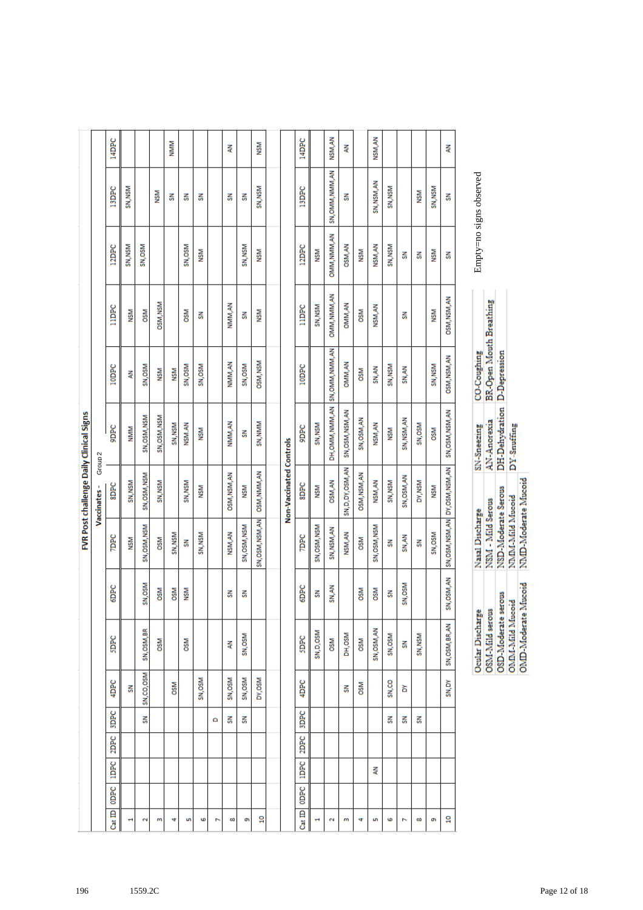## FVR Post challenge Daily Clinical Signs

**Vaccinates - Group 2**

| Cat ID | 0DPC | 1DPC | 2DPC | 3DPC | 4DPC | 5DPC | 6DPC | 7DPC | 8DPC | 9DPC | 10DPC | 11DPC | 12DPC | 13DPC | 14DPC |
|---|---|---|---|---|---|---|---|---|---|---|---|---|---|---|---|
| 1 | | | | | SN | | | NSM | SN,NSM | NMM | AN | NSM | SN,NSM | SN,NSM | |
| 2 | | | | SN | SN,CO,OSM | SN,OSM,BR | SN,OSM | SN,OSM,NSM | SN,OSM,NSM | SN,OSM,NSM | SN,OSM | OSM | SN,OSM | | |
| 3 | | | | | | OSM | OSM | OSM | SN,NSM | SN,OSM,NSM | NSM | OSM,NSM | | NSM | |
| 4 | | | | | OSM | | OSM | SN,NSM | | SN,NSM | NSM | | | SN | NMM |
| 5 | | | | | | OSM | NSM | SN | SN,NSM | NSM,AN | SN,OSM | OSM | SN,OSM | SN | |
| 6 | | | | | SN,OSM | | | SN,NSM | NSM | NSM | SN,OSM | SN | NSM | SN | |
| 7 | | | | D | | | | | | | | | | | |
| 8 | | | | SN | SN,OSM | AN | SN | NSM,AN | OSM,NSM,AN | NMM,AN | NMM,AN | NMM,AN | | SN | AN |
| 9 | | | | SN | SN,OSM | SN,OSM | SN | SN,OSM,NSM | NSM | SN | SN,OSM | SN | SN,NSM | SN | |
| 10 | | | | | DY,OSM | | | SN,OSM,NSM,AN | OSM,NMM,AN | SN,NMM | OSM,NSM | NSM | NSM | SN,NSM | NSM |

**Non-Vaccinated Controls**

| Cat ID | 0DPC | 1DPC | 2DPC | 3DPC | 4DPC | 5DPC | 6DPC | 7DPC | 8DPC | 9DPC | 10DPC | 11DPC | 12DPC | 13DPC | 14DPC |
|---|---|---|---|---|---|---|---|---|---|---|---|---|---|---|---|
| 1 | | | | | | SN,D,OSM | SN | SN,OSM,NSM | NSM | SN,NSM | | SN,NSM | NSM | | |
| 2 | | | | | | OSM | SN,AN | SN,NSM,AN | OSM,AN | DH,OMM,NMM,AN | SN,OMM,NMM,AN | OMM,NMM,AN | OMM,NMM,AN | SN,OMM,NMM,AN | NSM,AN |
| 3 | | | | | SN | DH,OSM | | NSM,AN | SN,D,DY,OSM,AN | SN,OSM,NSM,AN | OMM,AN | OMM,AN | OSM,AN | SN | AN |
| 4 | | | | | OSM | OSM | OSM | OSM | OSM,NSM,AN | SN,OSM,AN | OSM | OSM | NSM | | |
| 5 | | AN | | | | SN,OSM,AN | OSM | SN,OSM,NSM | NSM,AN | NSM,AN | SN,AN | NSM,AN | NSM,AN | SN,NSM,AN | NSM,AN |
| 6 | | | | SN | SN,CO | SN,OSM | SN | SN | SN,NSM | NSM | SN,NSM | | SN,NSM | SN,NSM | |
| 7 | | | | SN | DY | SN | SN,OSM | SN,AN | SN,OSM,AN | SN,NSM,AN | SN,AN | SN | SN | | |
| 8 | | | | SN | | SN,NSM | | SN | DY,NSM | SN,OSM | | | SN | NSM | |
| 9 | | | | | | | | SN,OSM | NSM | OSM | SN,NSM | NSM | NSM | SN,NSM | |
| 10 | | | | | SN,DY | SN,OSM,BR,AN | SN,OSM,AN | SN,OSM,NSM,AN | DY,OSM,NSM,AN | SN,OSM,NSM,AN | OSM,NSM,AN | OSM,NSM,AN | SN | SN | AN |

| Ocular Discharge | Nasal Discharge | SN-Sneezing | CO-Coughing |
|---|---|---|---|
| OSM-Mild serous | NSM - Mild Serous | AN-Anorexia | BR-Open Mouth Breathing |
| OSD-Moderate serous | NSD-Moderate Serous | DH-Dehydration | D-Depression |
| OMM-Mild Mucoid | NMM-Mild Mucoid | DY-Snuffing | |
| OMD-Moderate Mucoid | NMD-Moderate Mucoid | | |

Empty=no signs observed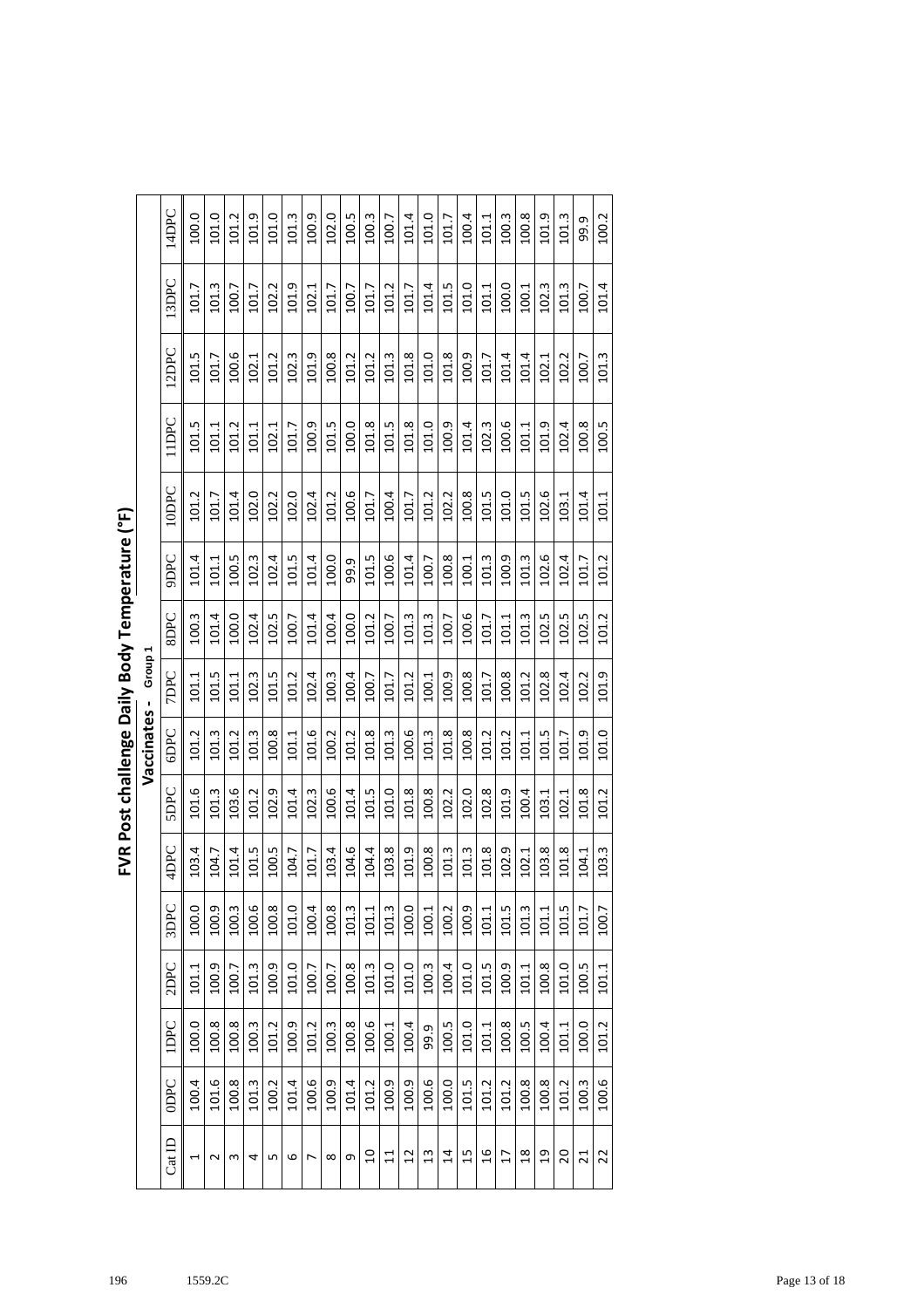# FVR Post challenge Daily Body Temperature (°F)

## Vaccinates - Group 1

| Cat ID | 0DPC | 1DPC | 2DPC | 3DPC | 4DPC | 5DPC | 6DPC | 7DPC | 8DPC | 9DPC | 10DPC | 11DPC | 12DPC | 13DPC | 14DPC |
|---|---|---|---|---|---|---|---|---|---|---|---|---|---|---|---|
| 1 | 100.4 | 100.0 | 101.1 | 100.0 | 103.4 | 101.6 | 101.2 | 101.1 | 100.3 | 101.4 | 101.2 | 101.5 | 101.5 | 101.7 | 100.0 |
| 2 | 101.6 | 100.8 | 100.9 | 100.9 | 104.7 | 101.3 | 101.3 | 101.5 | 101.4 | 101.1 | 101.7 | 101.1 | 101.7 | 101.3 | 101.0 |
| 3 | 100.8 | 100.8 | 100.7 | 100.3 | 101.4 | 103.6 | 101.2 | 101.1 | 100.0 | 100.5 | 101.4 | 101.2 | 100.6 | 100.7 | 101.2 |
| 4 | 101.3 | 100.3 | 101.3 | 100.6 | 101.5 | 101.2 | 101.3 | 102.3 | 102.4 | 102.3 | 102.0 | 101.1 | 102.1 | 101.7 | 101.9 |
| 5 | 100.2 | 101.2 | 100.9 | 100.8 | 100.5 | 102.9 | 100.8 | 101.5 | 102.5 | 102.4 | 102.2 | 102.1 | 101.2 | 102.2 | 101.0 |
| 6 | 101.4 | 100.9 | 101.0 | 101.0 | 104.7 | 101.4 | 101.1 | 101.2 | 100.7 | 101.5 | 102.0 | 101.7 | 102.3 | 101.9 | 101.3 |
| 7 | 100.6 | 101.2 | 100.7 | 100.4 | 101.7 | 102.3 | 101.6 | 102.4 | 101.4 | 101.4 | 102.4 | 100.9 | 101.9 | 102.1 | 100.9 |
| 8 | 100.9 | 100.3 | 100.7 | 100.8 | 103.4 | 100.6 | 100.2 | 100.3 | 100.4 | 100.0 | 101.2 | 101.5 | 100.8 | 101.7 | 102.0 |
| 9 | 101.4 | 100.8 | 100.8 | 101.3 | 104.6 | 101.4 | 101.2 | 100.4 | 100.0 | 99.9 | 100.6 | 100.0 | 101.2 | 100.7 | 100.5 |
| 10 | 101.2 | 100.6 | 101.3 | 101.1 | 104.4 | 101.5 | 101.8 | 100.7 | 101.2 | 101.5 | 101.7 | 101.8 | 101.2 | 101.7 | 100.3 |
| 11 | 100.9 | 100.1 | 101.0 | 101.3 | 103.8 | 101.0 | 101.3 | 101.7 | 100.7 | 100.6 | 100.4 | 101.5 | 101.3 | 101.2 | 100.7 |
| 12 | 100.9 | 100.4 | 101.0 | 100.0 | 101.9 | 101.8 | 100.6 | 101.2 | 101.3 | 101.4 | 101.7 | 101.8 | 101.8 | 101.7 | 101.4 |
| 13 | 100.6 | 99.9 | 100.3 | 100.1 | 100.8 | 100.8 | 101.3 | 100.1 | 101.3 | 100.7 | 101.2 | 101.0 | 101.0 | 101.4 | 101.0 |
| 14 | 100.0 | 100.5 | 100.4 | 100.2 | 101.3 | 102.2 | 101.8 | 100.9 | 100.7 | 100.8 | 102.2 | 100.9 | 101.8 | 101.5 | 101.7 |
| 15 | 101.5 | 101.0 | 101.0 | 100.9 | 101.3 | 102.0 | 100.8 | 100.8 | 100.6 | 100.1 | 100.8 | 101.4 | 100.9 | 101.0 | 100.4 |
| 16 | 101.2 | 101.1 | 101.5 | 101.1 | 101.8 | 102.8 | 101.2 | 101.7 | 101.7 | 101.3 | 101.5 | 102.3 | 101.7 | 101.1 | 101.1 |
| 17 | 101.2 | 100.8 | 100.9 | 101.5 | 102.9 | 101.9 | 101.2 | 100.8 | 101.1 | 100.9 | 101.0 | 100.6 | 101.4 | 100.0 | 100.3 |
| 18 | 100.8 | 100.5 | 101.1 | 101.3 | 102.1 | 100.4 | 101.1 | 101.2 | 101.3 | 101.3 | 101.5 | 101.1 | 101.4 | 100.1 | 100.8 |
| 19 | 100.8 | 100.4 | 100.8 | 101.1 | 103.8 | 103.1 | 101.5 | 102.8 | 102.5 | 102.6 | 102.6 | 101.9 | 102.1 | 102.3 | 101.9 |
| 20 | 101.2 | 101.1 | 101.0 | 101.5 | 101.8 | 102.1 | 101.7 | 102.4 | 102.5 | 102.4 | 103.1 | 102.4 | 102.2 | 101.3 | 101.3 |
| 21 | 100.3 | 100.0 | 100.5 | 101.7 | 104.1 | 101.8 | 101.9 | 102.2 | 102.5 | 101.7 | 101.4 | 100.8 | 100.7 | 100.7 | 99.9 |
| 22 | 100.6 | 101.2 | 101.1 | 100.7 | 103.3 | 101.2 | 101.0 | 101.9 | 101.2 | 101.2 | 101.1 | 100.5 | 101.3 | 101.4 | 100.2 |

196 1559.2C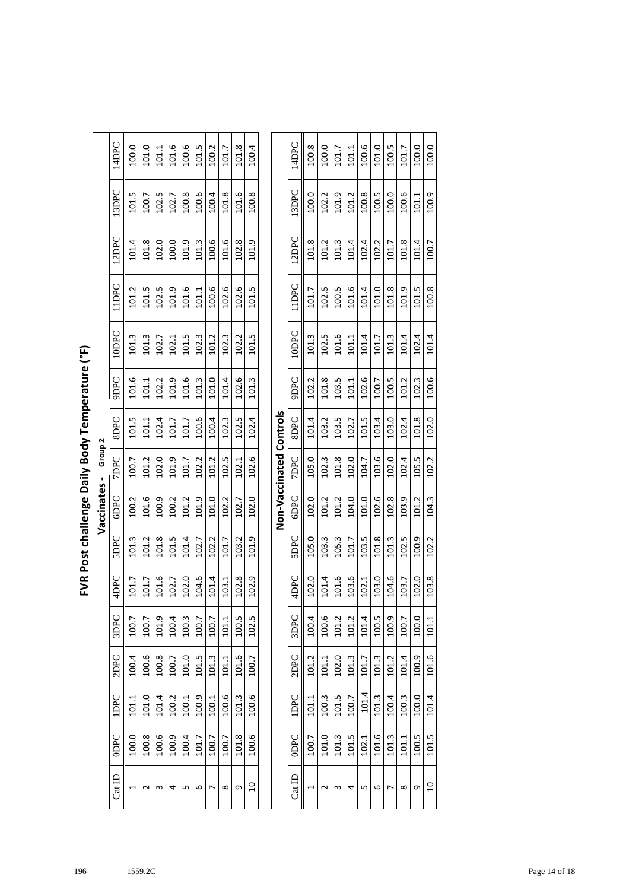# FVR Post challenge Daily Body Temperature (°F)

## Vaccinates - Group 2

| Cat ID | 0DPC | 1DPC | 2DPC | 3DPC | 4DPC | 5DPC | 6DPC | 7DPC | 8DPC | 9DPC | 10DPC | 11DPC | 12DPC | 13DPC | 14DPC |
|---|---|---|---|---|---|---|---|---|---|---|---|---|---|---|---|
| 1 | 100.0 | 101.1 | 100.4 | 100.7 | 101.7 | 101.3 | 100.2 | 100.7 | 101.5 | 101.6 | 101.3 | 101.2 | 101.4 | 101.5 | 100.0 |
| 2 | 100.8 | 101.0 | 100.6 | 100.7 | 101.7 | 101.2 | 101.6 | 101.2 | 101.1 | 101.1 | 101.3 | 101.5 | 101.8 | 100.7 | 101.0 |
| 3 | 100.6 | 101.4 | 100.8 | 101.9 | 101.6 | 101.8 | 100.9 | 102.0 | 102.4 | 102.2 | 102.7 | 102.5 | 102.0 | 102.5 | 101.1 |
| 4 | 100.9 | 100.2 | 100.7 | 100.4 | 102.7 | 101.5 | 100.2 | 101.9 | 101.7 | 101.9 | 102.1 | 101.9 | 100.0 | 102.7 | 101.6 |
| 5 | 100.4 | 100.1 | 101.0 | 100.3 | 102.0 | 101.4 | 101.2 | 101.7 | 101.7 | 101.6 | 101.5 | 101.6 | 101.9 | 100.8 | 100.6 |
| 6 | 101.7 | 100.9 | 101.5 | 100.7 | 104.6 | 102.7 | 101.9 | 102.2 | 100.6 | 101.3 | 102.3 | 101.1 | 101.3 | 100.6 | 101.5 |
| 7 | 100.7 | 100.1 | 101.3 | 100.7 | 101.4 | 102.2 | 101.0 | 101.2 | 100.4 | 101.0 | 101.2 | 100.6 | 100.6 | 100.4 | 100.2 |
| 8 | 100.7 | 100.6 | 101.1 | 101.1 | 103.1 | 101.7 | 102.2 | 102.5 | 102.3 | 101.4 | 102.3 | 102.6 | 101.6 | 101.8 | 101.7 |
| 9 | 101.8 | 101.3 | 101.6 | 100.5 | 102.8 | 103.2 | 102.7 | 102.1 | 102.5 | 102.6 | 102.2 | 102.6 | 102.8 | 101.6 | 101.8 |
| 10 | 100.6 | 100.6 | 100.7 | 102.5 | 102.9 | 101.9 | 102.0 | 102.6 | 102.4 | 101.3 | 101.5 | 101.5 | 101.9 | 100.8 | 100.4 |

## Non-Vaccinated Controls

| Cat ID | 0DPC | 1DPC | 2DPC | 3DPC | 4DPC | 5DPC | 6DPC | 7DPC | 8DPC | 9DPC | 10DPC | 11DPC | 12DPC | 13DPC | 14DPC |
|---|---|---|---|---|---|---|---|---|---|---|---|---|---|---|---|
| 1 | 100.7 | 101.1 | 101.2 | 100.4 | 102.0 | 105.0 | 102.0 | 105.0 | 101.4 | 102.2 | 101.3 | 101.7 | 101.8 | 100.0 | 100.8 |
| 2 | 101.0 | 100.3 | 101.1 | 100.6 | 101.4 | 103.3 | 101.2 | 102.3 | 103.2 | 101.8 | 102.5 | 102.5 | 101.2 | 102.2 | 100.0 |
| 3 | 101.3 | 101.5 | 102.0 | 101.2 | 101.6 | 105.3 | 101.2 | 101.8 | 103.5 | 103.5 | 101.6 | 100.5 | 101.3 | 101.9 | 101.7 |
| 4 | 101.5 | 100.7 | 101.3 | 101.2 | 103.6 | 101.7 | 104.0 | 102.0 | 102.7 | 101.1 | 101.1 | 101.6 | 101.4 | 101.2 | 101.1 |
| 5 | 102.1 | 101.4 | 101.7 | 101.4 | 102.1 | 103.5 | 101.0 | 104.7 | 101.5 | 102.6 | 101.4 | 101.4 | 102.4 | 100.8 | 100.6 |
| 6 | 101.6 | 101.3 | 101.3 | 100.5 | 103.0 | 101.8 | 102.6 | 103.6 | 103.4 | 100.7 | 101.7 | 101.0 | 102.2 | 100.5 | 101.0 |
| 7 | 101.3 | 100.4 | 101.2 | 100.9 | 104.6 | 101.3 | 102.8 | 102.0 | 103.0 | 100.5 | 101.3 | 101.8 | 101.7 | 100.0 | 100.5 |
| 8 | 101.1 | 100.3 | 101.4 | 100.7 | 103.7 | 102.5 | 103.9 | 102.4 | 102.4 | 101.2 | 101.4 | 101.9 | 101.8 | 100.6 | 101.7 |
| 9 | 100.5 | 100.0 | 100.9 | 100.0 | 102.0 | 100.9 | 101.2 | 105.5 | 101.8 | 102.3 | 102.4 | 101.5 | 101.4 | 101.1 | 100.0 |
| 10 | 101.5 | 101.4 | 101.6 | 101.1 | 103.8 | 102.2 | 104.3 | 102.2 | 102.0 | 100.6 | 101.4 | 100.8 | 100.7 | 100.9 | 100.0 |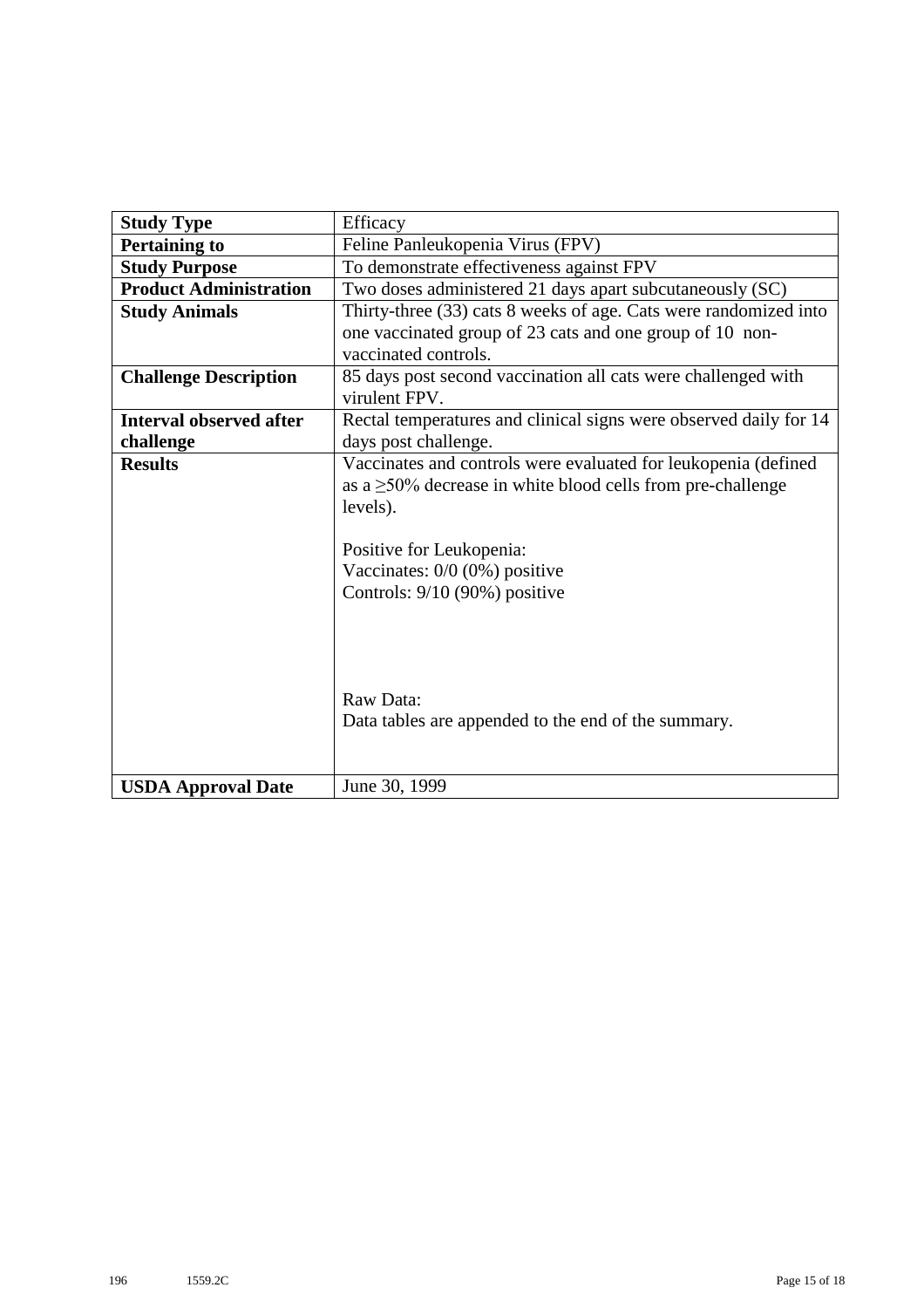| Study Type | Efficacy |
|---|---|
| **Pertaining to** | Feline Panleukopenia Virus (FPV) |
| **Study Purpose** | To demonstrate effectiveness against FPV |
| **Product Administration** | Two doses administered 21 days apart subcutaneously (SC) |
| **Study Animals** | Thirty-three (33) cats 8 weeks of age. Cats were randomized into one vaccinated group of 23 cats and one group of 10 non-vaccinated controls. |
| **Challenge Description** | 85 days post second vaccination all cats were challenged with virulent FPV. |
| **Interval observed after challenge** | Rectal temperatures and clinical signs were observed daily for 14 days post challenge. |
| **Results** | Vaccinates and controls were evaluated for leukopenia (defined as a ≥50% decrease in white blood cells from pre-challenge levels).<br><br>Positive for Leukopenia:<br>Vaccinates: 0/0 (0%) positive<br>Controls: 9/10 (90%) positive<br><br>Raw Data:<br>Data tables are appended to the end of the summary. |
| **USDA Approval Date** | June 30, 1999 |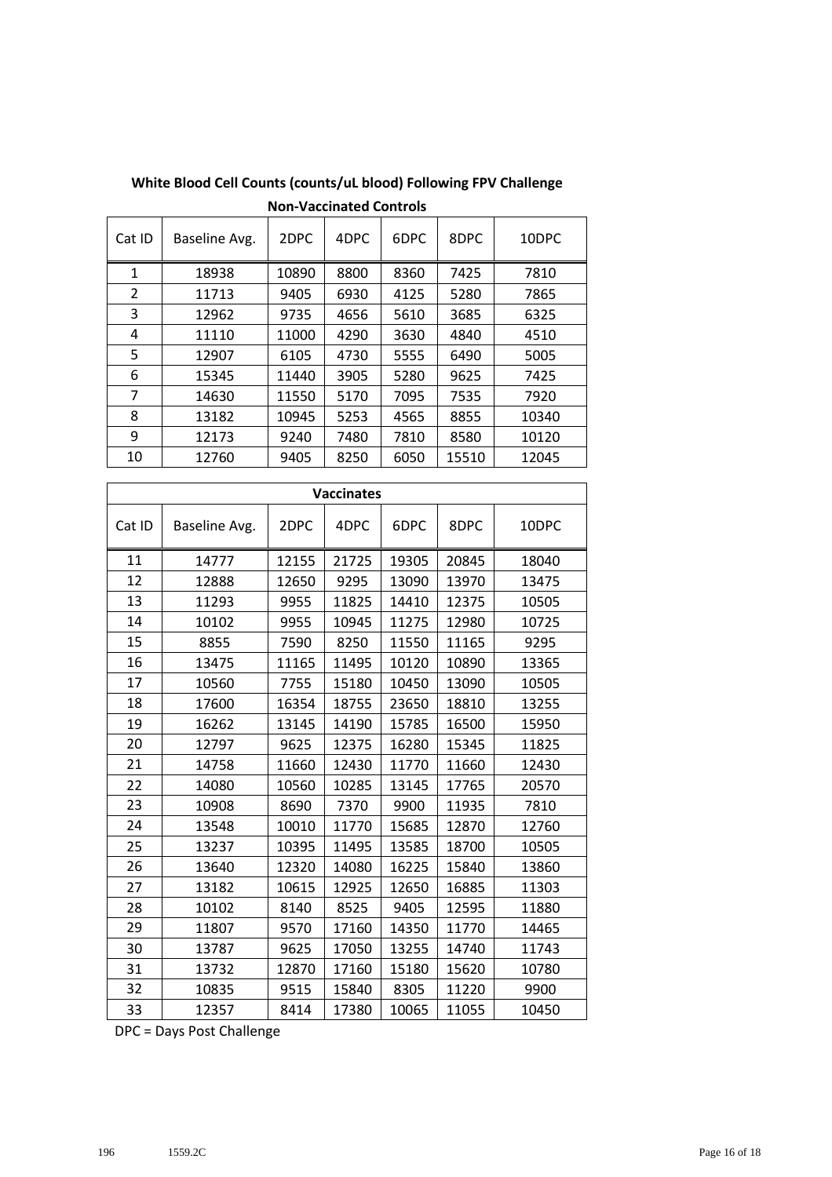**White Blood Cell Counts (counts/uL blood) Following FPV Challenge**

**Non-Vaccinated Controls**

| Cat ID | Baseline Avg. | 2DPC | 4DPC | 6DPC | 8DPC | 10DPC |
|---|---|---|---|---|---|---|
| 1 | 18938 | 10890 | 8800 | 8360 | 7425 | 7810 |
| 2 | 11713 | 9405 | 6930 | 4125 | 5280 | 7865 |
| 3 | 12962 | 9735 | 4656 | 5610 | 3685 | 6325 |
| 4 | 11110 | 11000 | 4290 | 3630 | 4840 | 4510 |
| 5 | 12907 | 6105 | 4730 | 5555 | 6490 | 5005 |
| 6 | 15345 | 11440 | 3905 | 5280 | 9625 | 7425 |
| 7 | 14630 | 11550 | 5170 | 7095 | 7535 | 7920 |
| 8 | 13182 | 10945 | 5253 | 4565 | 8855 | 10340 |
| 9 | 12173 | 9240 | 7480 | 7810 | 8580 | 10120 |
| 10 | 12760 | 9405 | 8250 | 6050 | 15510 | 12045 |

**Vaccinates**

| Cat ID | Baseline Avg. | 2DPC | 4DPC | 6DPC | 8DPC | 10DPC |
|---|---|---|---|---|---|---|
| 11 | 14777 | 12155 | 21725 | 19305 | 20845 | 18040 |
| 12 | 12888 | 12650 | 9295 | 13090 | 13970 | 13475 |
| 13 | 11293 | 9955 | 11825 | 14410 | 12375 | 10505 |
| 14 | 10102 | 9955 | 10945 | 11275 | 12980 | 10725 |
| 15 | 8855 | 7590 | 8250 | 11550 | 11165 | 9295 |
| 16 | 13475 | 11165 | 11495 | 10120 | 10890 | 13365 |
| 17 | 10560 | 7755 | 15180 | 10450 | 13090 | 10505 |
| 18 | 17600 | 16354 | 18755 | 23650 | 18810 | 13255 |
| 19 | 16262 | 13145 | 14190 | 15785 | 16500 | 15950 |
| 20 | 12797 | 9625 | 12375 | 16280 | 15345 | 11825 |
| 21 | 14758 | 11660 | 12430 | 11770 | 11660 | 12430 |
| 22 | 14080 | 10560 | 10285 | 13145 | 17765 | 20570 |
| 23 | 10908 | 8690 | 7370 | 9900 | 11935 | 7810 |
| 24 | 13548 | 10010 | 11770 | 15685 | 12870 | 12760 |
| 25 | 13237 | 10395 | 11495 | 13585 | 18700 | 10505 |
| 26 | 13640 | 12320 | 14080 | 16225 | 15840 | 13860 |
| 27 | 13182 | 10615 | 12925 | 12650 | 16885 | 11303 |
| 28 | 10102 | 8140 | 8525 | 9405 | 12595 | 11880 |
| 29 | 11807 | 9570 | 17160 | 14350 | 11770 | 14465 |
| 30 | 13787 | 9625 | 17050 | 13255 | 14740 | 11743 |
| 31 | 13732 | 12870 | 17160 | 15180 | 15620 | 10780 |
| 32 | 10835 | 9515 | 15840 | 8305 | 11220 | 9900 |
| 33 | 12357 | 8414 | 17380 | 10065 | 11055 | 10450 |

DPC = Days Post Challenge

196 1559.2C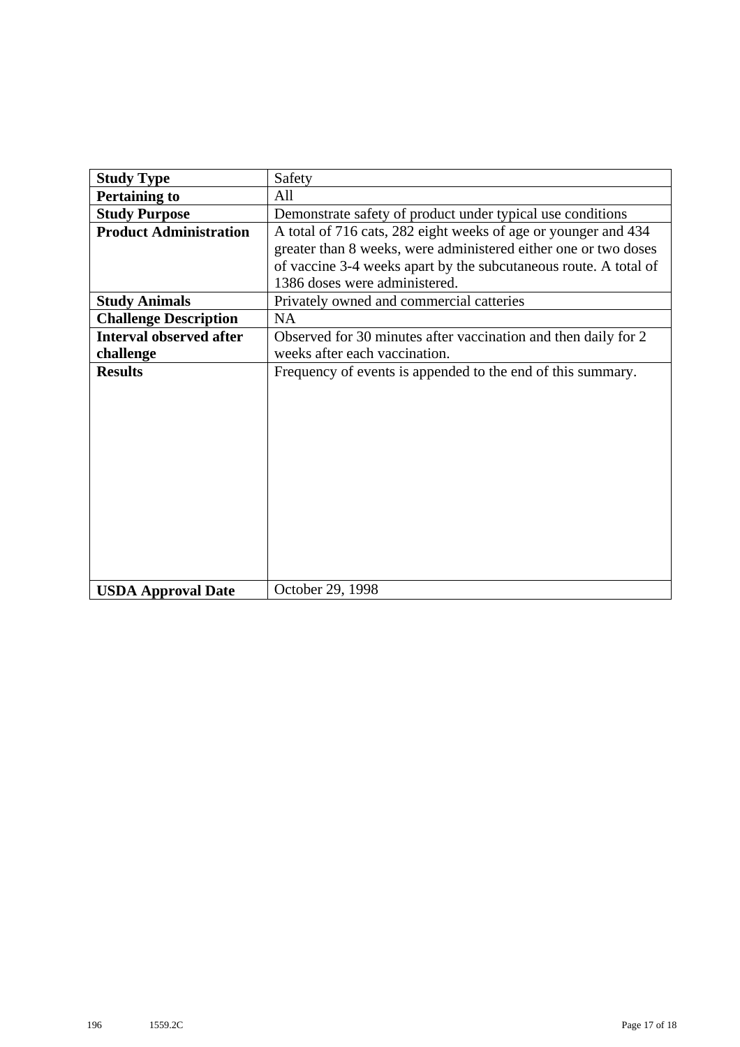| **Study Type** | Safety |
|---|---|
| **Pertaining to** | All |
| **Study Purpose** | Demonstrate safety of product under typical use conditions |
| **Product Administration** | A total of 716 cats, 282 eight weeks of age or younger and 434 greater than 8 weeks, were administered either one or two doses of vaccine 3-4 weeks apart by the subcutaneous route. A total of 1386 doses were administered. |
| **Study Animals** | Privately owned and commercial catteries |
| **Challenge Description** | NA |
| **Interval observed after challenge** | Observed for 30 minutes after vaccination and then daily for 2 weeks after each vaccination. |
| **Results** | Frequency of events is appended to the end of this summary. |
| **USDA Approval Date** | October 29, 1998 |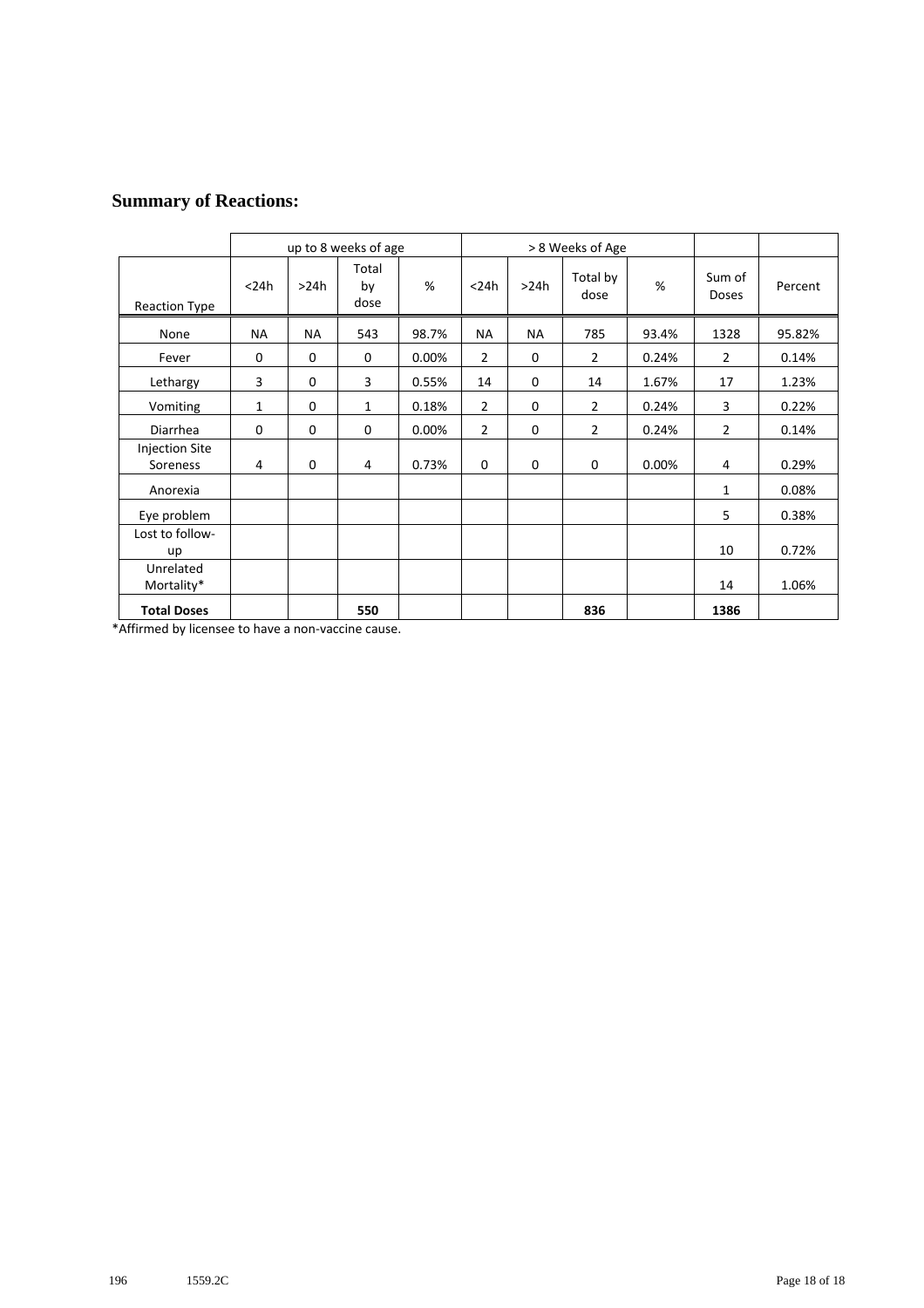## Summary of Reactions:

| | up to 8 weeks of age | | | | > 8 Weeks of Age | | | | | |
|---|---|---|---|---|---|---|---|---|---|---|
| Reaction Type | <24h | >24h | Total by dose | % | <24h | >24h | Total by dose | % | Sum of Doses | Percent |
| None | NA | NA | 543 | 98.7% | NA | NA | 785 | 93.4% | 1328 | 95.82% |
| Fever | 0 | 0 | 0 | 0.00% | 2 | 0 | 2 | 0.24% | 2 | 0.14% |
| Lethargy | 3 | 0 | 3 | 0.55% | 14 | 0 | 14 | 1.67% | 17 | 1.23% |
| Vomiting | 1 | 0 | 1 | 0.18% | 2 | 0 | 2 | 0.24% | 3 | 0.22% |
| Diarrhea | 0 | 0 | 0 | 0.00% | 2 | 0 | 2 | 0.24% | 2 | 0.14% |
| Injection Site Soreness | 4 | 0 | 4 | 0.73% | 0 | 0 | 0 | 0.00% | 4 | 0.29% |
| Anorexia | | | | | | | | | 1 | 0.08% |
| Eye problem | | | | | | | | | 5 | 0.38% |
| Lost to follow-up | | | | | | | | | 10 | 0.72% |
| Unrelated Mortality* | | | | | | | | | 14 | 1.06% |
| **Total Doses** | | | **550** | | | | **836** | | **1386** | |

*Affirmed by licensee to have a non-vaccine cause.